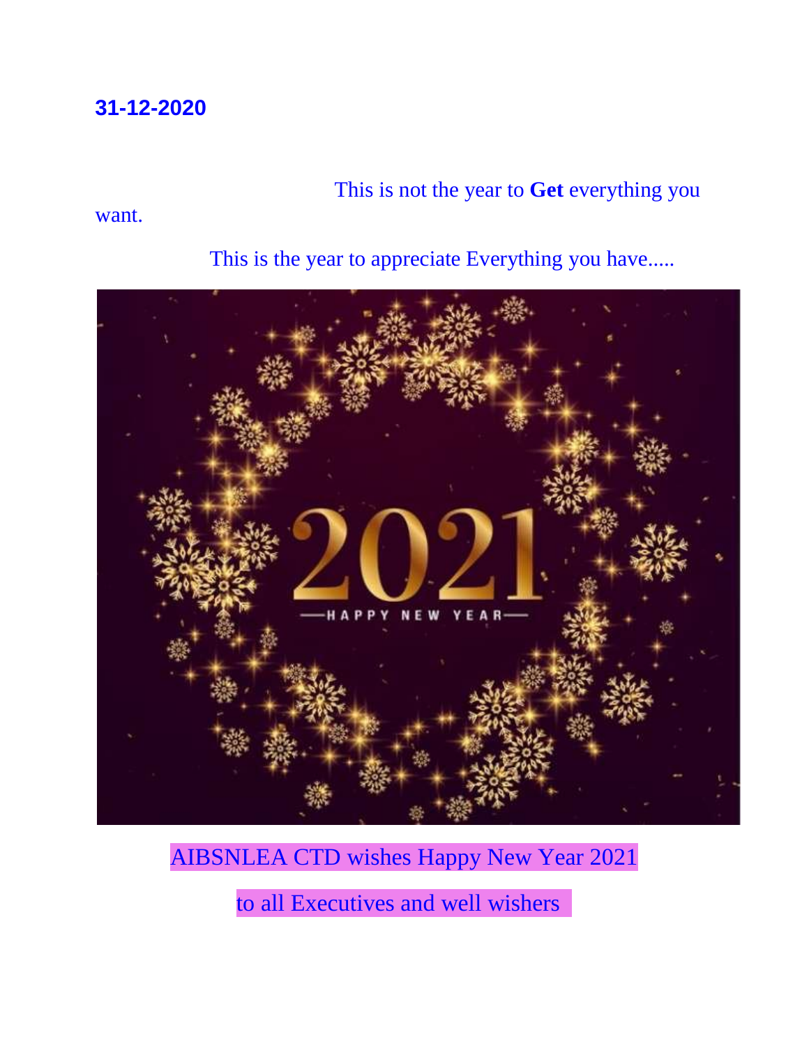**31-12-2020**

This is not the year to **Get** everything you want.

This is the year to appreciate Everything you have.....

AIBSNLEA CTD wishes Happy New Year 2021

to all Executives and well wishers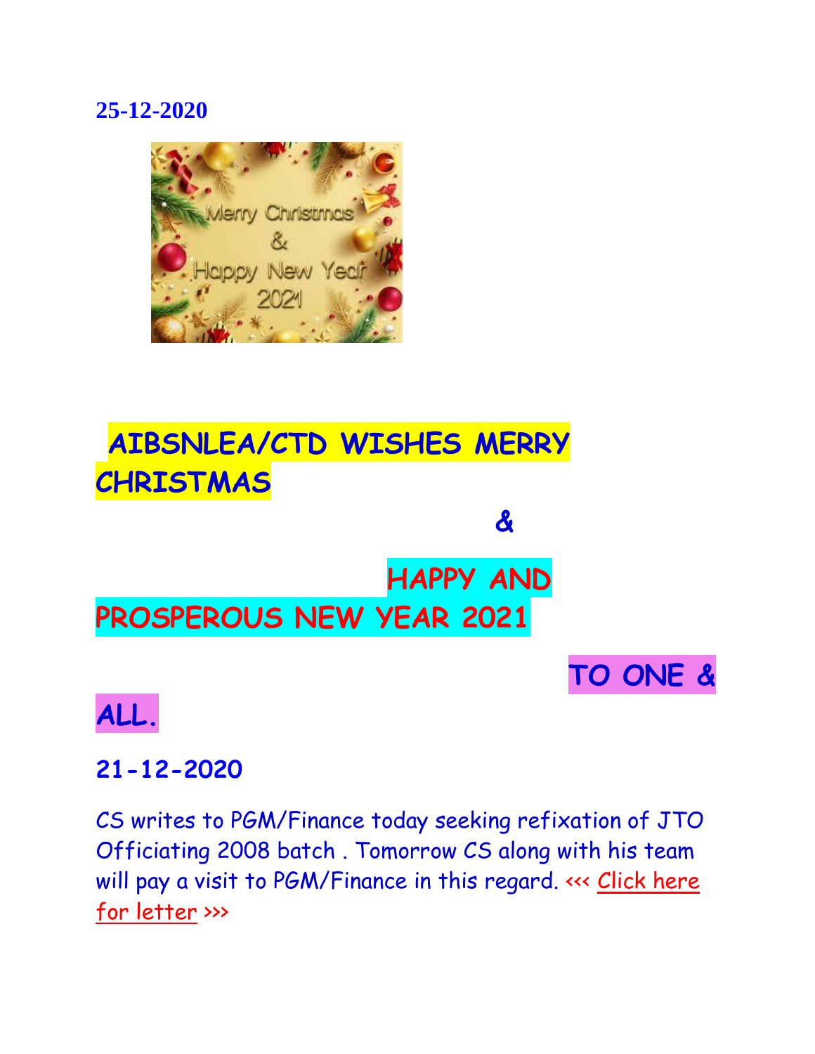**25-12-2020**

**AIBSNLEA/CTD WISHES MERRY CHRISTMAS**

**&**

**HAPPY AND PROSPEROUS NEW YEAR 2021**

**TO ONE & ALL.**

**21-12-2020**

CS writes to PGM/Finance today seeking refixation of JTO Officiating 2008 batch . Tomorrow CS along with his team will pay a visit to PGM/Finance in this regard. <<< Click here for letter >>>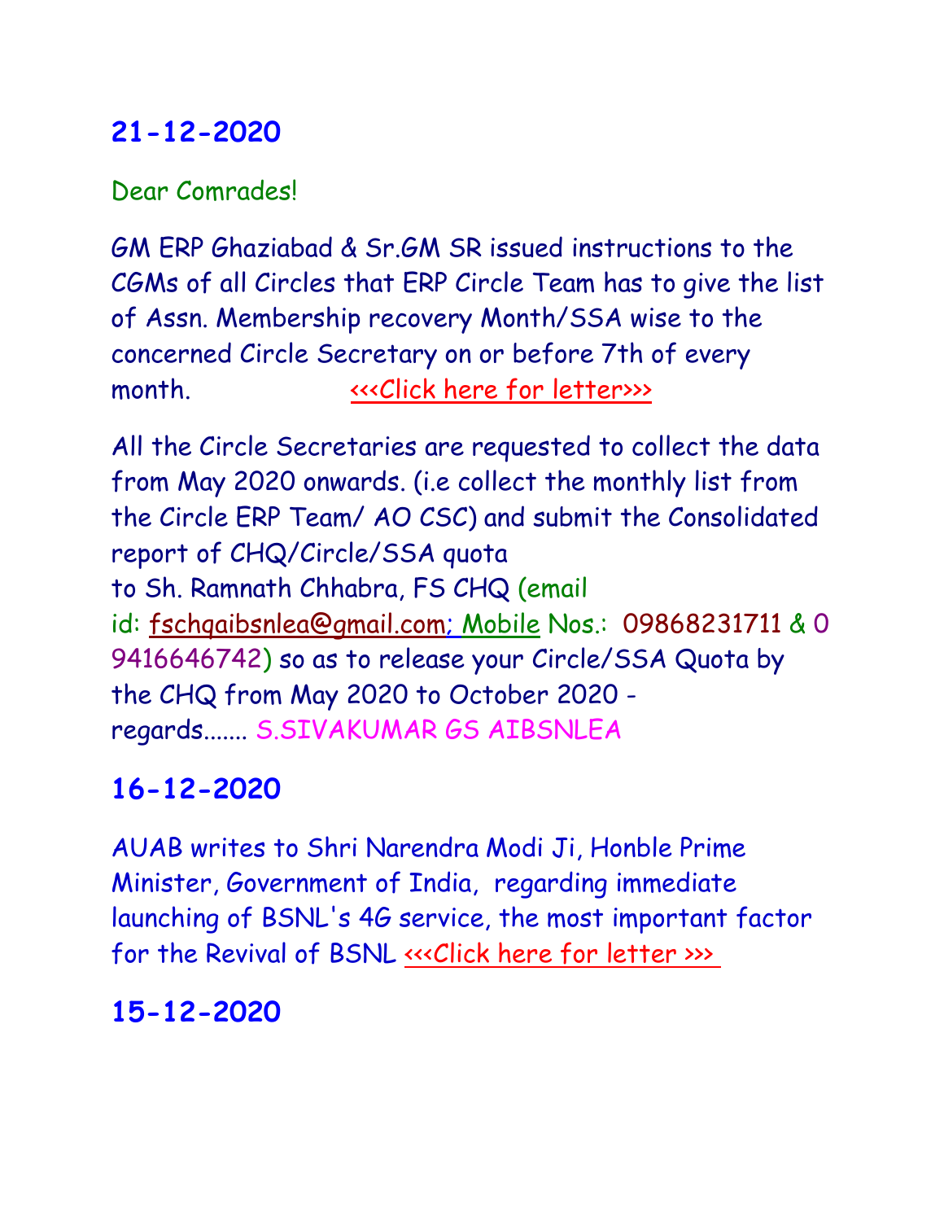## 21-12-2020

Dear Comrades!

GM ERP Ghaziabad & Sr.GM SR issued instructions to the CGMs of all Circles that ERP Circle Team has to give the list of Assn. Membership recovery Month/SSA wise to the concerned Circle Secretary on or before 7th of every month. <<<Click here for letter>>>

All the Circle Secretaries are requested to collect the data from May 2020 onwards. (i.e collect the monthly list from the Circle ERP Team/ AO CSC) and submit the Consolidated report of CHQ/Circle/SSA quota to Sh. Ramnath Chhabra, FS CHQ (email id: fschqaibsnlea@gmail.com; Mobile Nos.: 09868231711 & 09416646742) so as to release your Circle/SSA Quota by the CHQ from May 2020 to October 2020 - regards....... S.SIVAKUMAR GS AIBSNLEA

## 16-12-2020

AUAB writes to Shri Narendra Modi Ji, Honble Prime Minister, Government of India, regarding immediate launching of BSNL's 4G service, the most important factor for the Revival of BSNL <<<Click here for letter >>>

## 15-12-2020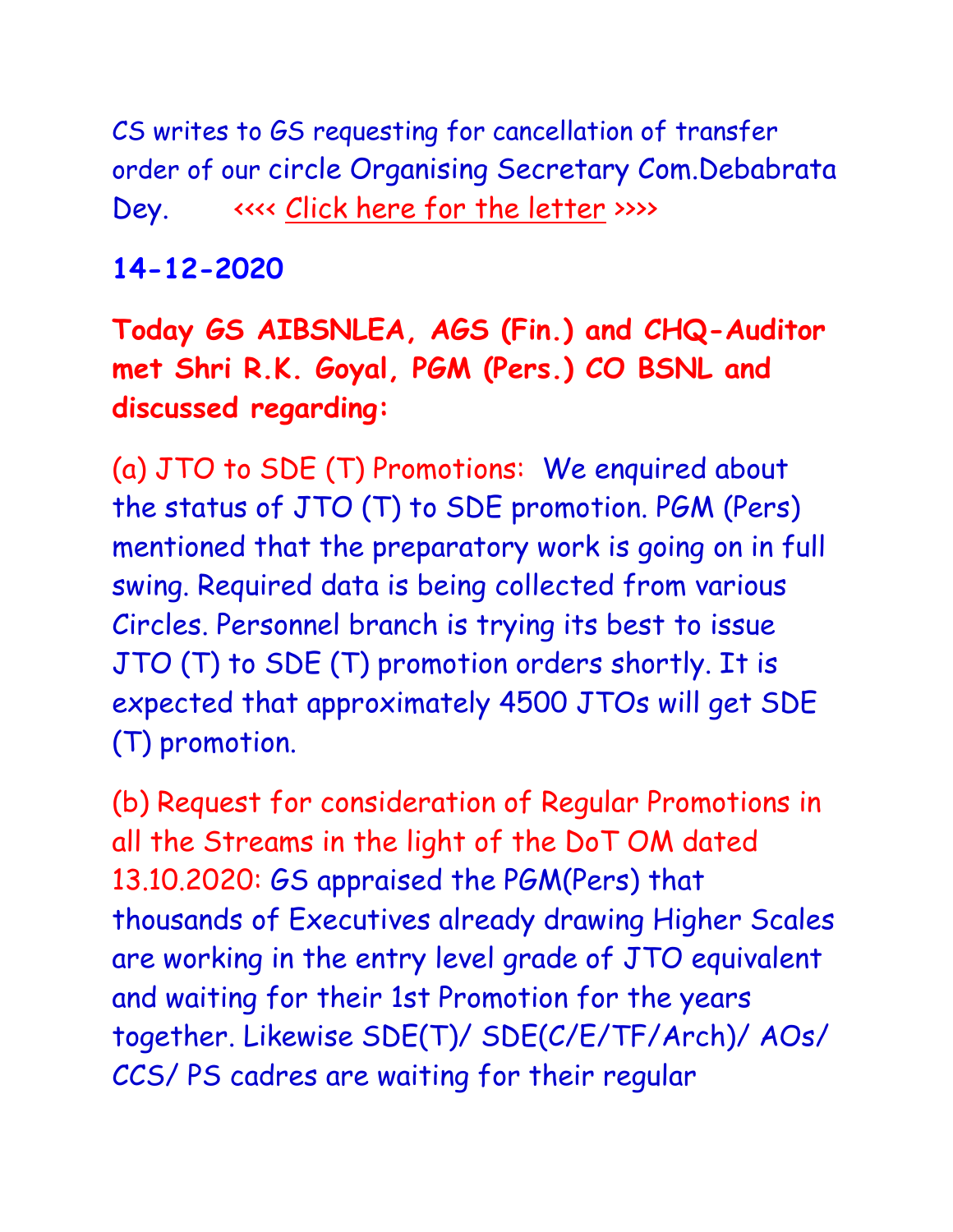CS writes to GS requesting for cancellation of transfer order of our circle Organising Secretary Com.Debabrata Dey.      <<<< Click here for the letter >>>>

**14-12-2020**

**Today GS AIBSNLEA, AGS (Fin.) and CHQ-Auditor met Shri R.K. Goyal, PGM (Pers.) CO BSNL and discussed regarding:**

(a) JTO to SDE (T) Promotions:  We enquired about the status of JTO (T) to SDE promotion. PGM (Pers) mentioned that the preparatory work is going on in full swing. Required data is being collected from various Circles. Personnel branch is trying its best to issue JTO (T) to SDE (T) promotion orders shortly. It is expected that approximately 4500 JTOs will get SDE (T) promotion.

(b) Request for consideration of Regular Promotions in all the Streams in the light of the DoT OM dated 13.10.2020: GS appraised the PGM(Pers) that thousands of Executives already drawing Higher Scales are working in the entry level grade of JTO equivalent and waiting for their 1st Promotion for the years together. Likewise SDE(T)/ SDE(C/E/TF/Arch)/ AOs/ CCS/ PS cadres are waiting for their regular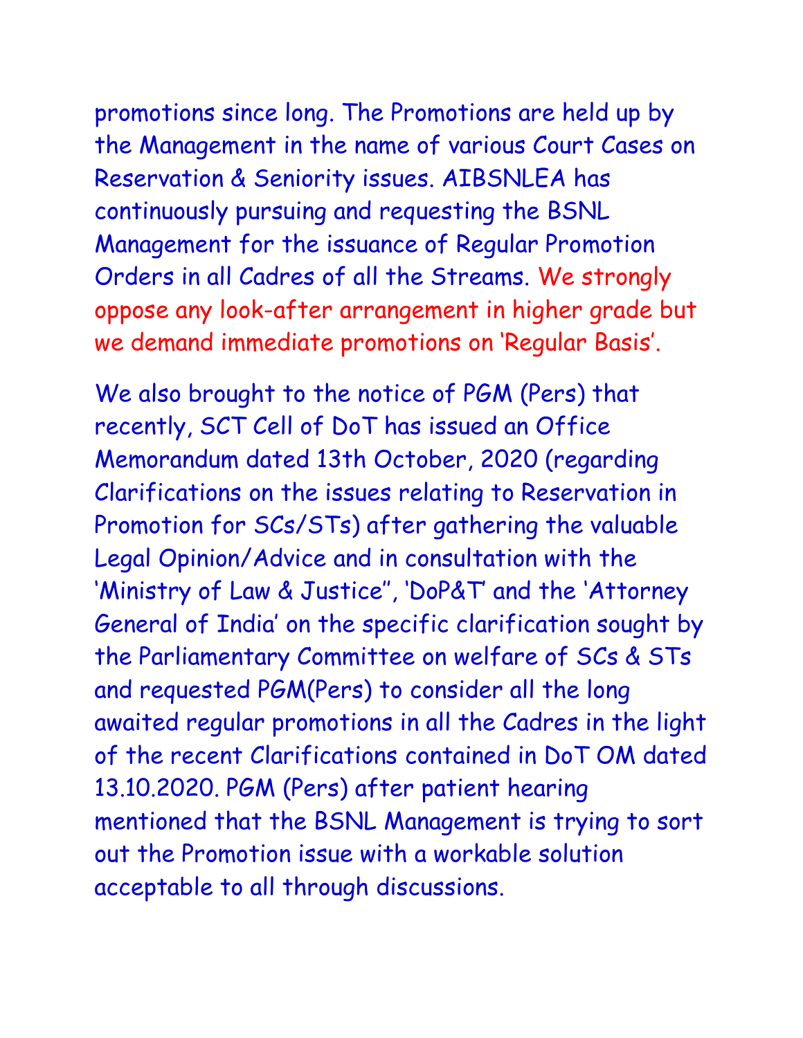promotions since long. The Promotions are held up by the Management in the name of various Court Cases on Reservation & Seniority issues. AIBSNLEA has continuously pursuing and requesting the BSNL Management for the issuance of Regular Promotion Orders in all Cadres of all the Streams. We strongly oppose any look-after arrangement in higher grade but we demand immediate promotions on 'Regular Basis'.

We also brought to the notice of PGM (Pers) that recently, SCT Cell of DoT has issued an Office Memorandum dated 13th October, 2020 (regarding Clarifications on the issues relating to Reservation in Promotion for SCs/STs) after gathering the valuable Legal Opinion/Advice and in consultation with the 'Ministry of Law & Justice'', 'DoP&T' and the 'Attorney General of India' on the specific clarification sought by the Parliamentary Committee on welfare of SCs & STs and requested PGM(Pers) to consider all the long awaited regular promotions in all the Cadres in the light of the recent Clarifications contained in DoT OM dated 13.10.2020. PGM (Pers) after patient hearing mentioned that the BSNL Management is trying to sort out the Promotion issue with a workable solution acceptable to all through discussions.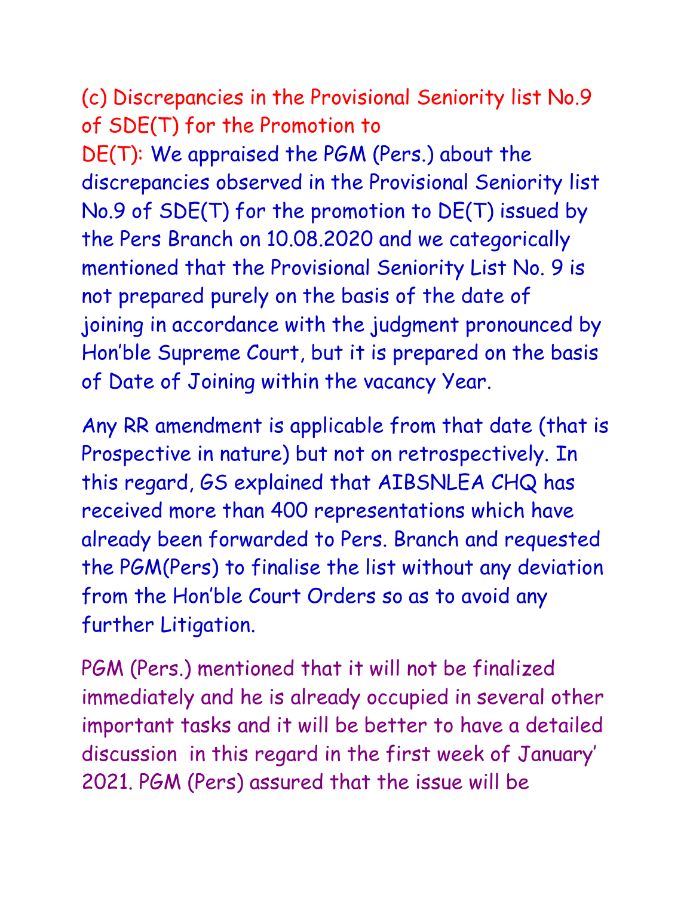**(c) Discrepancies in the Provisional Seniority list No.9 of SDE(T) for the Promotion to DE(T):** We appraised the PGM (Pers.) about the discrepancies observed in the Provisional Seniority list No.9 of SDE(T) for the promotion to DE(T) issued by the Pers Branch on 10.08.2020 and we categorically mentioned that the Provisional Seniority List No. 9 is not prepared purely on the basis of the date of joining in accordance with the judgment pronounced by Hon'ble Supreme Court, but it is prepared on the basis of Date of Joining within the vacancy Year.

Any RR amendment is applicable from that date (that is Prospective in nature) but not on retrospectively. In this regard, GS explained that AIBSNLEA CHQ has received more than 400 representations which have already been forwarded to Pers. Branch and requested the PGM(Pers) to finalise the list without any deviation from the Hon'ble Court Orders so as to avoid any further Litigation.

PGM (Pers.) mentioned that it will not be finalized immediately and he is already occupied in several other important tasks and it will be better to have a detailed discussion in this regard in the first week of January' 2021. PGM (Pers) assured that the issue will be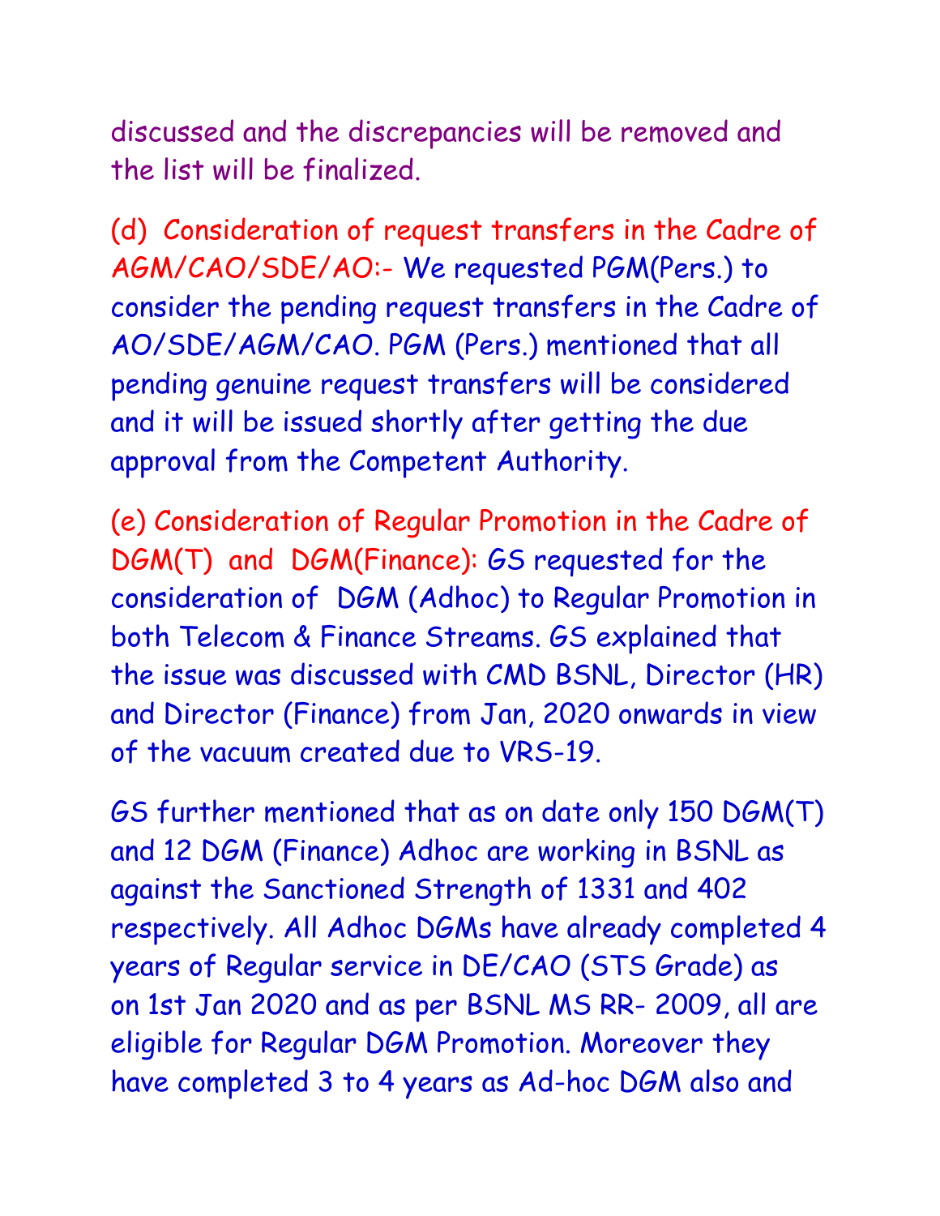discussed and the discrepancies will be removed and the list will be finalized.

(d) Consideration of request transfers in the Cadre of AGM/CAO/SDE/AO:- We requested PGM(Pers.) to consider the pending request transfers in the Cadre of AO/SDE/AGM/CAO. PGM (Pers.) mentioned that all pending genuine request transfers will be considered and it will be issued shortly after getting the due approval from the Competent Authority.

(e) Consideration of Regular Promotion in the Cadre of DGM(T) and DGM(Finance): GS requested for the consideration of DGM (Adhoc) to Regular Promotion in both Telecom & Finance Streams. GS explained that the issue was discussed with CMD BSNL, Director (HR) and Director (Finance) from Jan, 2020 onwards in view of the vacuum created due to VRS-19.

GS further mentioned that as on date only 150 DGM(T) and 12 DGM (Finance) Adhoc are working in BSNL as against the Sanctioned Strength of 1331 and 402 respectively. All Adhoc DGMs have already completed 4 years of Regular service in DE/CAO (STS Grade) as on 1st Jan 2020 and as per BSNL MS RR- 2009, all are eligible for Regular DGM Promotion. Moreover they have completed 3 to 4 years as Ad-hoc DGM also and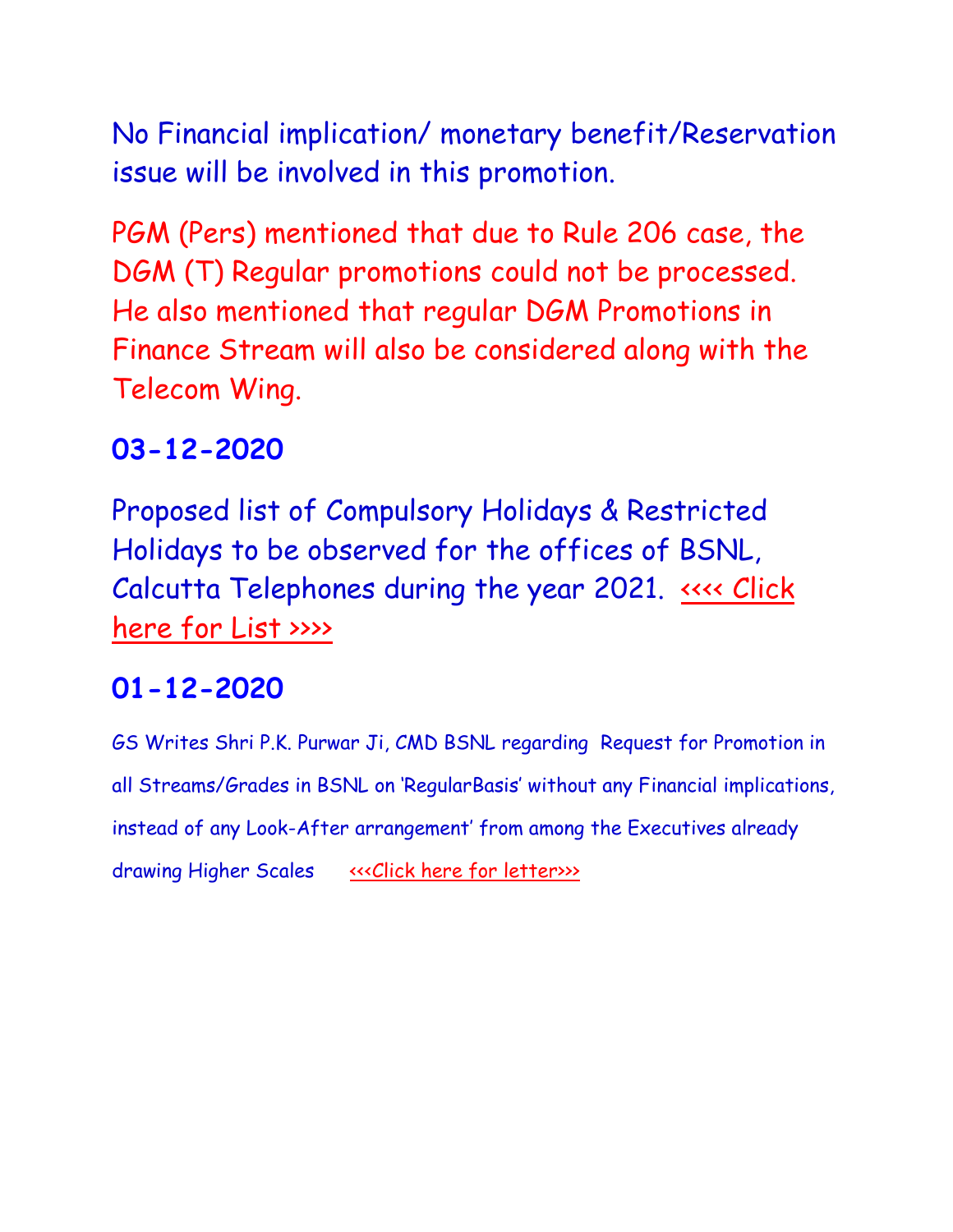No Financial implication/ monetary benefit/Reservation issue will be involved in this promotion.

PGM (Pers) mentioned that due to Rule 206 case, the DGM (T) Regular promotions could not be processed. He also mentioned that regular DGM Promotions in Finance Stream will also be considered along with the Telecom Wing.

## 03-12-2020

Proposed list of Compulsory Holidays & Restricted Holidays to be observed for the offices of BSNL, Calcutta Telephones during the year 2021. <<<< Click here for List >>>>

## 01-12-2020

GS Writes Shri P.K. Purwar Ji, CMD BSNL regarding Request for Promotion in all Streams/Grades in BSNL on 'RegularBasis' without any Financial implications, instead of any Look-After arrangement' from among the Executives already drawing Higher Scales <<<Click here for letter>>>